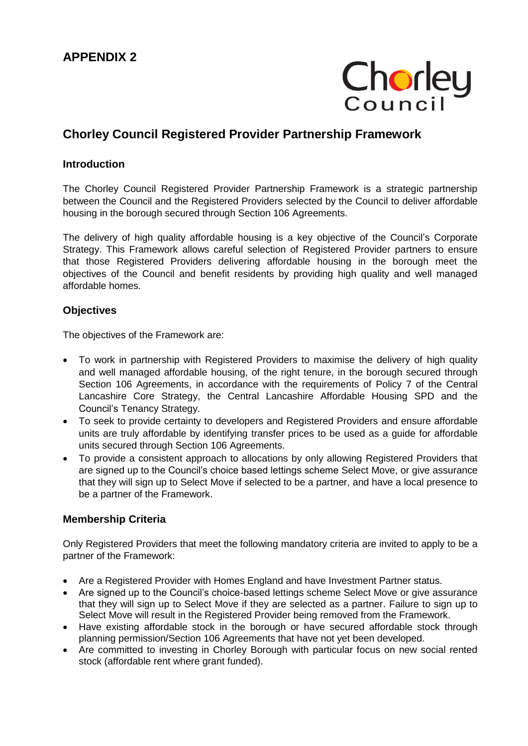**APPENDIX 2**

Chorley Council

# Chorley Council Registered Provider Partnership Framework

## Introduction

The Chorley Council Registered Provider Partnership Framework is a strategic partnership between the Council and the Registered Providers selected by the Council to deliver affordable housing in the borough secured through Section 106 Agreements.

The delivery of high quality affordable housing is a key objective of the Council's Corporate Strategy. This Framework allows careful selection of Registered Provider partners to ensure that those Registered Providers delivering affordable housing in the borough meet the objectives of the Council and benefit residents by providing high quality and well managed affordable homes.

## Objectives

The objectives of the Framework are:

- To work in partnership with Registered Providers to maximise the delivery of high quality and well managed affordable housing, of the right tenure, in the borough secured through Section 106 Agreements, in accordance with the requirements of Policy 7 of the Central Lancashire Core Strategy, the Central Lancashire Affordable Housing SPD and the Council's Tenancy Strategy.
- To seek to provide certainty to developers and Registered Providers and ensure affordable units are truly affordable by identifying transfer prices to be used as a guide for affordable units secured through Section 106 Agreements.
- To provide a consistent approach to allocations by only allowing Registered Providers that are signed up to the Council's choice based lettings scheme Select Move, or give assurance that they will sign up to Select Move if selected to be a partner, and have a local presence to be a partner of the Framework.

## Membership Criteria

Only Registered Providers that meet the following mandatory criteria are invited to apply to be a partner of the Framework:

- Are a Registered Provider with Homes England and have Investment Partner status.
- Are signed up to the Council's choice-based lettings scheme Select Move or give assurance that they will sign up to Select Move if they are selected as a partner. Failure to sign up to Select Move will result in the Registered Provider being removed from the Framework.
- Have existing affordable stock in the borough or have secured affordable stock through planning permission/Section 106 Agreements that have not yet been developed.
- Are committed to investing in Chorley Borough with particular focus on new social rented stock (affordable rent where grant funded).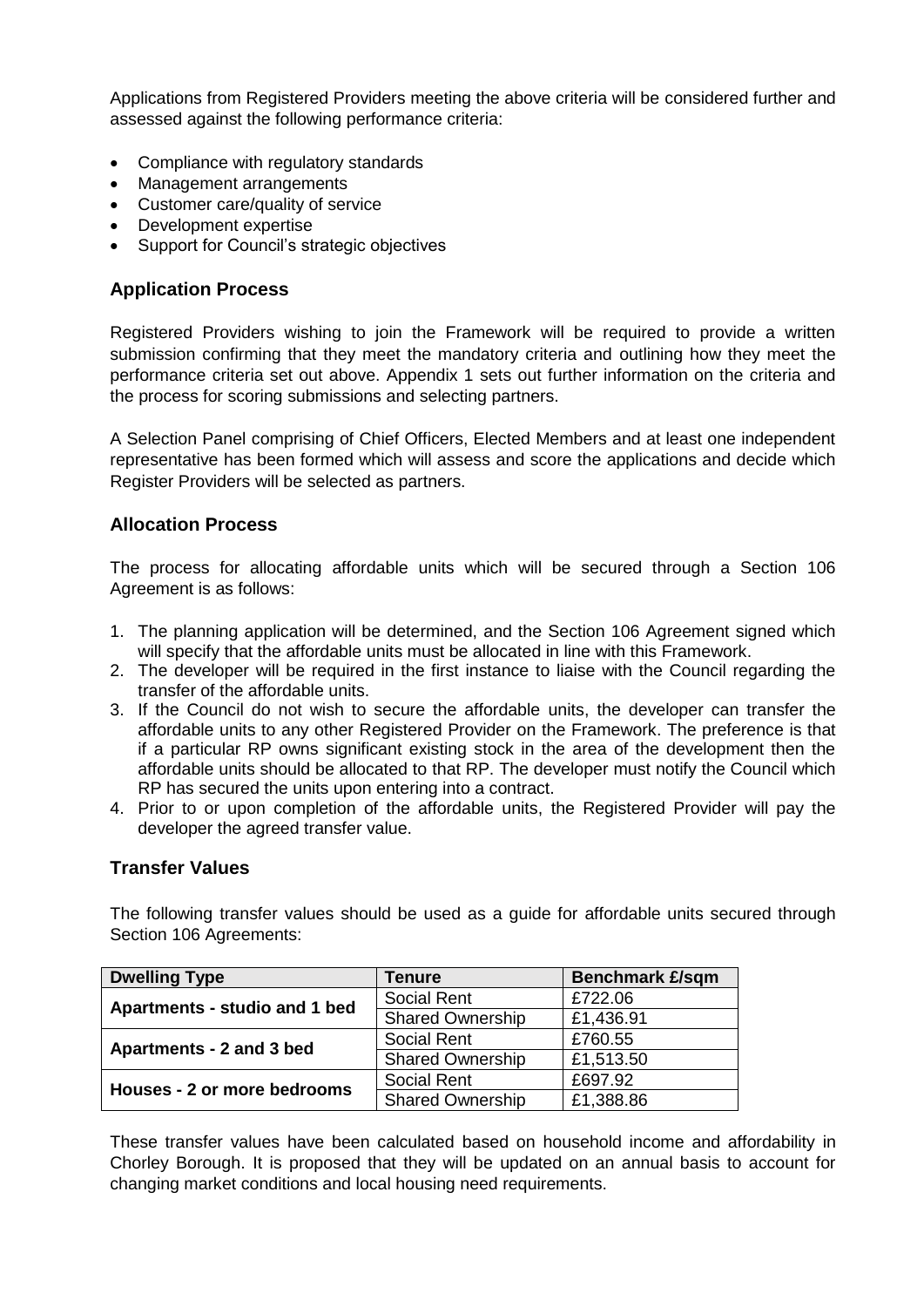Applications from Registered Providers meeting the above criteria will be considered further and assessed against the following performance criteria:

- Compliance with regulatory standards
- Management arrangements
- Customer care/quality of service
- Development expertise
- Support for Council's strategic objectives

## Application Process

Registered Providers wishing to join the Framework will be required to provide a written submission confirming that they meet the mandatory criteria and outlining how they meet the performance criteria set out above. Appendix 1 sets out further information on the criteria and the process for scoring submissions and selecting partners.

A Selection Panel comprising of Chief Officers, Elected Members and at least one independent representative has been formed which will assess and score the applications and decide which Register Providers will be selected as partners.

## Allocation Process

The process for allocating affordable units which will be secured through a Section 106 Agreement is as follows:

1. The planning application will be determined, and the Section 106 Agreement signed which will specify that the affordable units must be allocated in line with this Framework.
2. The developer will be required in the first instance to liaise with the Council regarding the transfer of the affordable units.
3. If the Council do not wish to secure the affordable units, the developer can transfer the affordable units to any other Registered Provider on the Framework. The preference is that if a particular RP owns significant existing stock in the area of the development then the affordable units should be allocated to that RP. The developer must notify the Council which RP has secured the units upon entering into a contract.
4. Prior to or upon completion of the affordable units, the Registered Provider will pay the developer the agreed transfer value.

## Transfer Values

The following transfer values should be used as a guide for affordable units secured through Section 106 Agreements:

| Dwelling Type | Tenure | Benchmark £/sqm |
|---|---|---|
| **Apartments - studio and 1 bed** | Social Rent | £722.06 |
| | Shared Ownership | £1,436.91 |
| **Apartments - 2 and 3 bed** | Social Rent | £760.55 |
| | Shared Ownership | £1,513.50 |
| **Houses - 2 or more bedrooms** | Social Rent | £697.92 |
| | Shared Ownership | £1,388.86 |

These transfer values have been calculated based on household income and affordability in Chorley Borough. It is proposed that they will be updated on an annual basis to account for changing market conditions and local housing need requirements.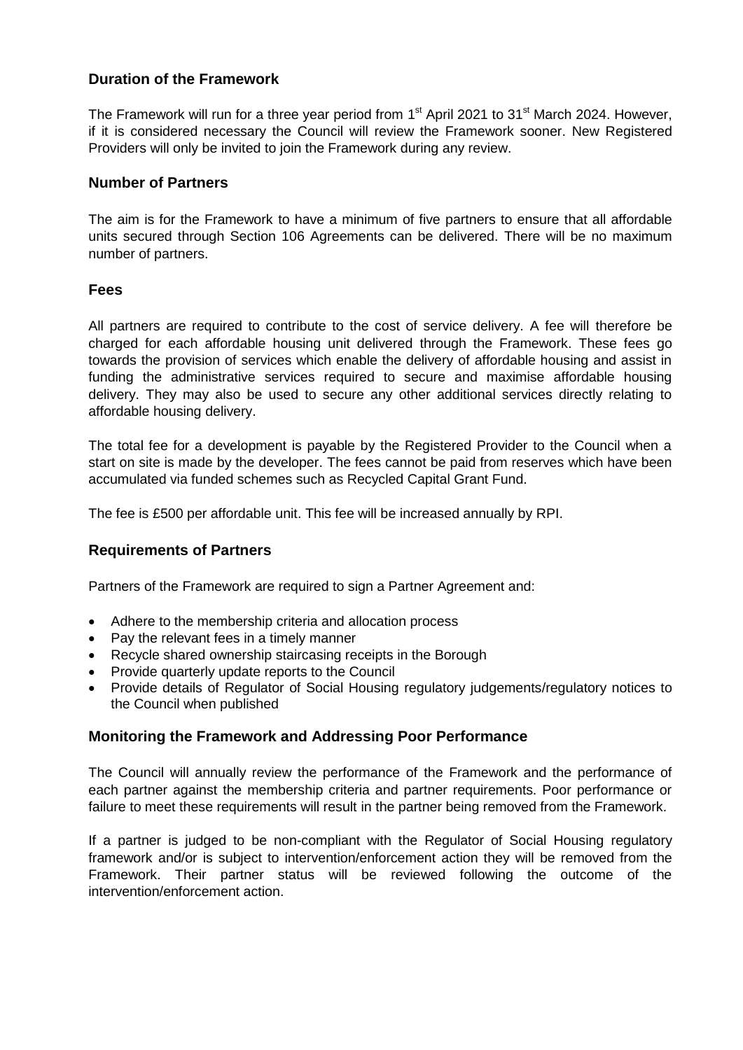## Duration of the Framework

The Framework will run for a three year period from 1st April 2021 to 31st March 2024. However, if it is considered necessary the Council will review the Framework sooner. New Registered Providers will only be invited to join the Framework during any review.

## Number of Partners

The aim is for the Framework to have a minimum of five partners to ensure that all affordable units secured through Section 106 Agreements can be delivered. There will be no maximum number of partners.

## Fees

All partners are required to contribute to the cost of service delivery. A fee will therefore be charged for each affordable housing unit delivered through the Framework. These fees go towards the provision of services which enable the delivery of affordable housing and assist in funding the administrative services required to secure and maximise affordable housing delivery. They may also be used to secure any other additional services directly relating to affordable housing delivery.

The total fee for a development is payable by the Registered Provider to the Council when a start on site is made by the developer. The fees cannot be paid from reserves which have been accumulated via funded schemes such as Recycled Capital Grant Fund.

The fee is £500 per affordable unit. This fee will be increased annually by RPI.

## Requirements of Partners

Partners of the Framework are required to sign a Partner Agreement and:

- Adhere to the membership criteria and allocation process
- Pay the relevant fees in a timely manner
- Recycle shared ownership staircasing receipts in the Borough
- Provide quarterly update reports to the Council
- Provide details of Regulator of Social Housing regulatory judgements/regulatory notices to the Council when published

## Monitoring the Framework and Addressing Poor Performance

The Council will annually review the performance of the Framework and the performance of each partner against the membership criteria and partner requirements. Poor performance or failure to meet these requirements will result in the partner being removed from the Framework.

If a partner is judged to be non-compliant with the Regulator of Social Housing regulatory framework and/or is subject to intervention/enforcement action they will be removed from the Framework. Their partner status will be reviewed following the outcome of the intervention/enforcement action.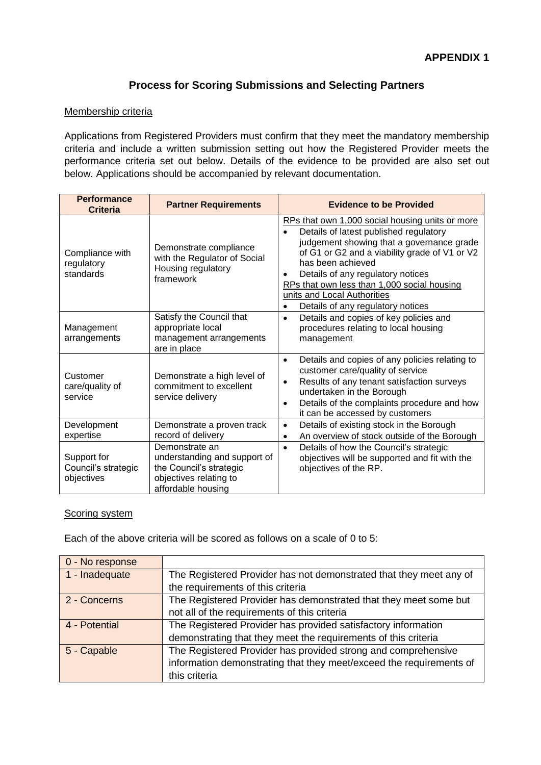**APPENDIX 1**

## Process for Scoring Submissions and Selecting Partners

Membership criteria

Applications from Registered Providers must confirm that they meet the mandatory membership criteria and include a written submission setting out how the Registered Provider meets the performance criteria set out below. Details of the evidence to be provided are also set out below. Applications should be accompanied by relevant documentation.

| Performance Criteria | Partner Requirements | Evidence to be Provided |
|---|---|---|
| Compliance with regulatory standards | Demonstrate compliance with the Regulator of Social Housing regulatory framework | RPs that own 1,000 social housing units or more<br>• Details of latest published regulatory judgement showing that a governance grade of G1 or G2 and a viability grade of V1 or V2 has been achieved<br>• Details of any regulatory notices<br>RPs that own less than 1,000 social housing units and Local Authorities<br>• Details of any regulatory notices |
| Management arrangements | Satisfy the Council that appropriate local management arrangements are in place | • Details and copies of key policies and procedures relating to local housing management |
| Customer care/quality of service | Demonstrate a high level of commitment to excellent service delivery | • Details and copies of any policies relating to customer care/quality of service<br>• Results of any tenant satisfaction surveys undertaken in the Borough<br>• Details of the complaints procedure and how it can be accessed by customers |
| Development expertise | Demonstrate a proven track record of delivery | • Details of existing stock in the Borough<br>• An overview of stock outside of the Borough |
| Support for Council's strategic objectives | Demonstrate an understanding and support of the Council's strategic objectives relating to affordable housing | • Details of how the Council's strategic objectives will be supported and fit with the objectives of the RP. |

Scoring system

Each of the above criteria will be scored as follows on a scale of 0 to 5:

| | |
|---|---|
| 0 - No response | |
| 1 - Inadequate | The Registered Provider has not demonstrated that they meet any of the requirements of this criteria |
| 2 - Concerns | The Registered Provider has demonstrated that they meet some but not all of the requirements of this criteria |
| 4 - Potential | The Registered Provider has provided satisfactory information demonstrating that they meet the requirements of this criteria |
| 5 - Capable | The Registered Provider has provided strong and comprehensive information demonstrating that they meet/exceed the requirements of this criteria |